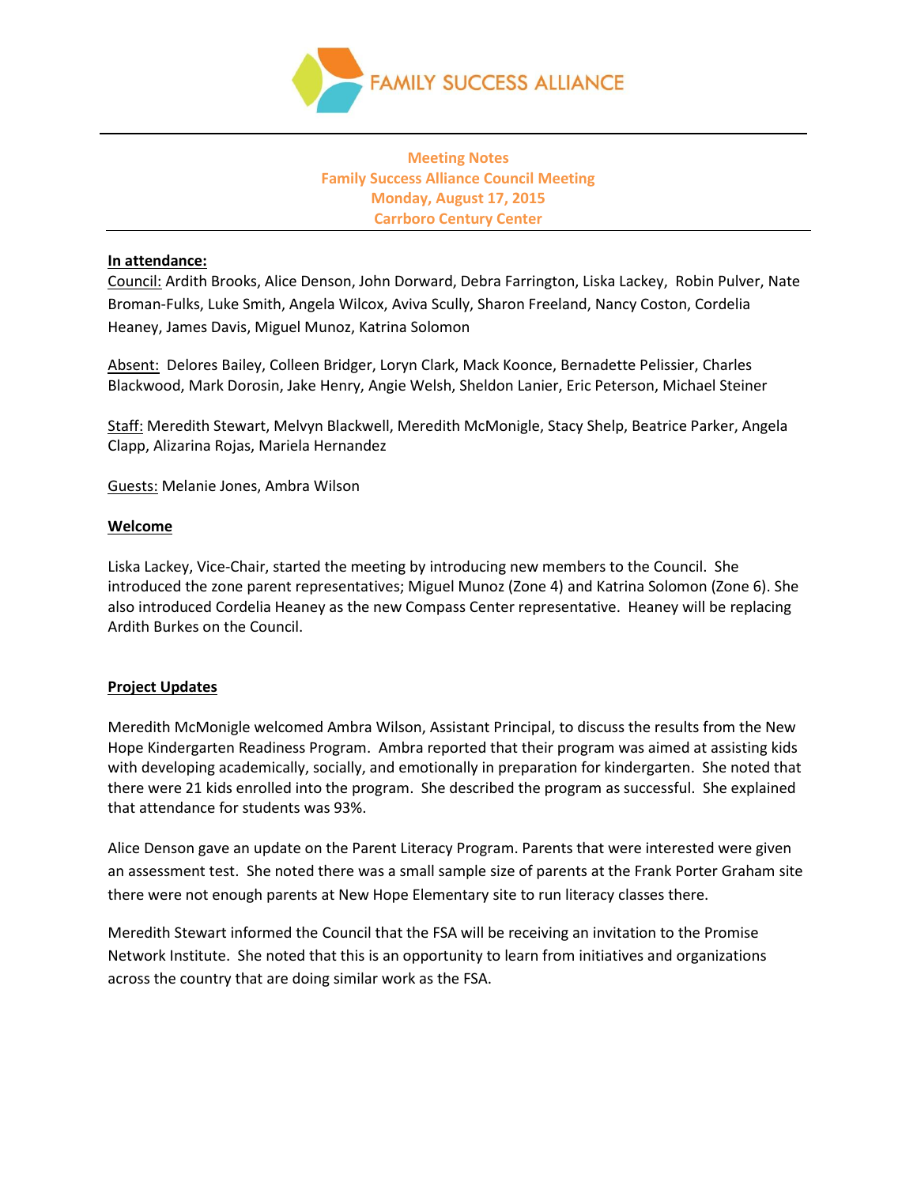FAMILY SUCCESS ALLIANCE

**Meeting Notes**
**Family Success Alliance Council Meeting**
**Monday, August 17, 2015**
**Carrboro Century Center**

**In attendance:**

Council: Ardith Brooks, Alice Denson, John Dorward, Debra Farrington, Liska Lackey, Robin Pulver, Nate Broman-Fulks, Luke Smith, Angela Wilcox, Aviva Scully, Sharon Freeland, Nancy Coston, Cordelia Heaney, James Davis, Miguel Munoz, Katrina Solomon

Absent: Delores Bailey, Colleen Bridger, Loryn Clark, Mack Koonce, Bernadette Pelissier, Charles Blackwood, Mark Dorosin, Jake Henry, Angie Welsh, Sheldon Lanier, Eric Peterson, Michael Steiner

Staff: Meredith Stewart, Melvyn Blackwell, Meredith McMonigle, Stacy Shelp, Beatrice Parker, Angela Clapp, Alizarina Rojas, Mariela Hernandez

Guests: Melanie Jones, Ambra Wilson

**Welcome**

Liska Lackey, Vice-Chair, started the meeting by introducing new members to the Council. She introduced the zone parent representatives; Miguel Munoz (Zone 4) and Katrina Solomon (Zone 6). She also introduced Cordelia Heaney as the new Compass Center representative. Heaney will be replacing Ardith Burkes on the Council.

**Project Updates**

Meredith McMonigle welcomed Ambra Wilson, Assistant Principal, to discuss the results from the New Hope Kindergarten Readiness Program. Ambra reported that their program was aimed at assisting kids with developing academically, socially, and emotionally in preparation for kindergarten. She noted that there were 21 kids enrolled into the program. She described the program as successful. She explained that attendance for students was 93%.

Alice Denson gave an update on the Parent Literacy Program. Parents that were interested were given an assessment test. She noted there was a small sample size of parents at the Frank Porter Graham site there were not enough parents at New Hope Elementary site to run literacy classes there.

Meredith Stewart informed the Council that the FSA will be receiving an invitation to the Promise Network Institute. She noted that this is an opportunity to learn from initiatives and organizations across the country that are doing similar work as the FSA.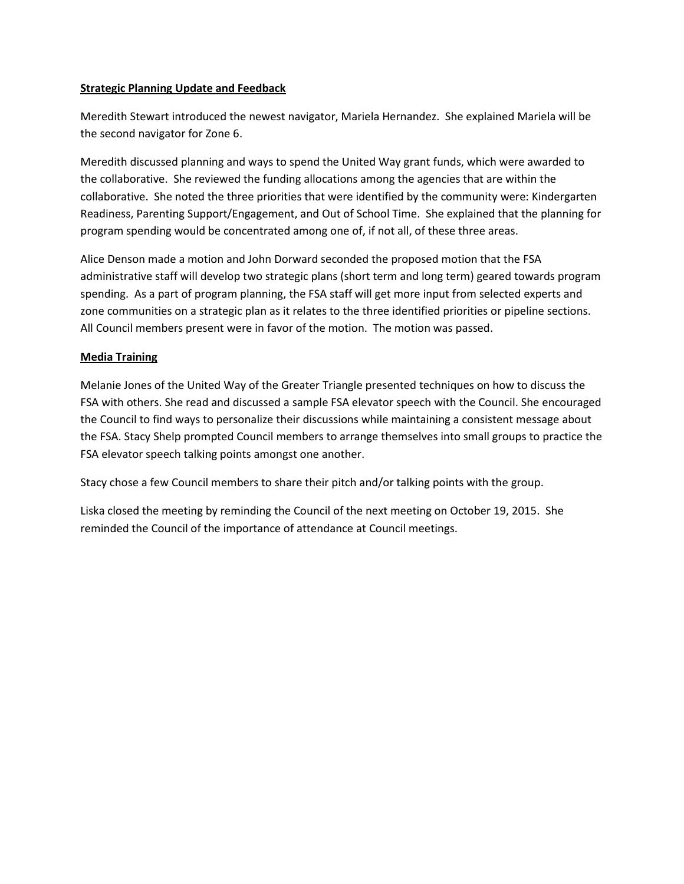**Strategic Planning Update and Feedback**

Meredith Stewart introduced the newest navigator, Mariela Hernandez. She explained Mariela will be the second navigator for Zone 6.

Meredith discussed planning and ways to spend the United Way grant funds, which were awarded to the collaborative. She reviewed the funding allocations among the agencies that are within the collaborative. She noted the three priorities that were identified by the community were: Kindergarten Readiness, Parenting Support/Engagement, and Out of School Time. She explained that the planning for program spending would be concentrated among one of, if not all, of these three areas.

Alice Denson made a motion and John Dorward seconded the proposed motion that the FSA administrative staff will develop two strategic plans (short term and long term) geared towards program spending. As a part of program planning, the FSA staff will get more input from selected experts and zone communities on a strategic plan as it relates to the three identified priorities or pipeline sections. All Council members present were in favor of the motion. The motion was passed.

**Media Training**

Melanie Jones of the United Way of the Greater Triangle presented techniques on how to discuss the FSA with others. She read and discussed a sample FSA elevator speech with the Council. She encouraged the Council to find ways to personalize their discussions while maintaining a consistent message about the FSA. Stacy Shelp prompted Council members to arrange themselves into small groups to practice the FSA elevator speech talking points amongst one another.

Stacy chose a few Council members to share their pitch and/or talking points with the group.

Liska closed the meeting by reminding the Council of the next meeting on October 19, 2015. She reminded the Council of the importance of attendance at Council meetings.